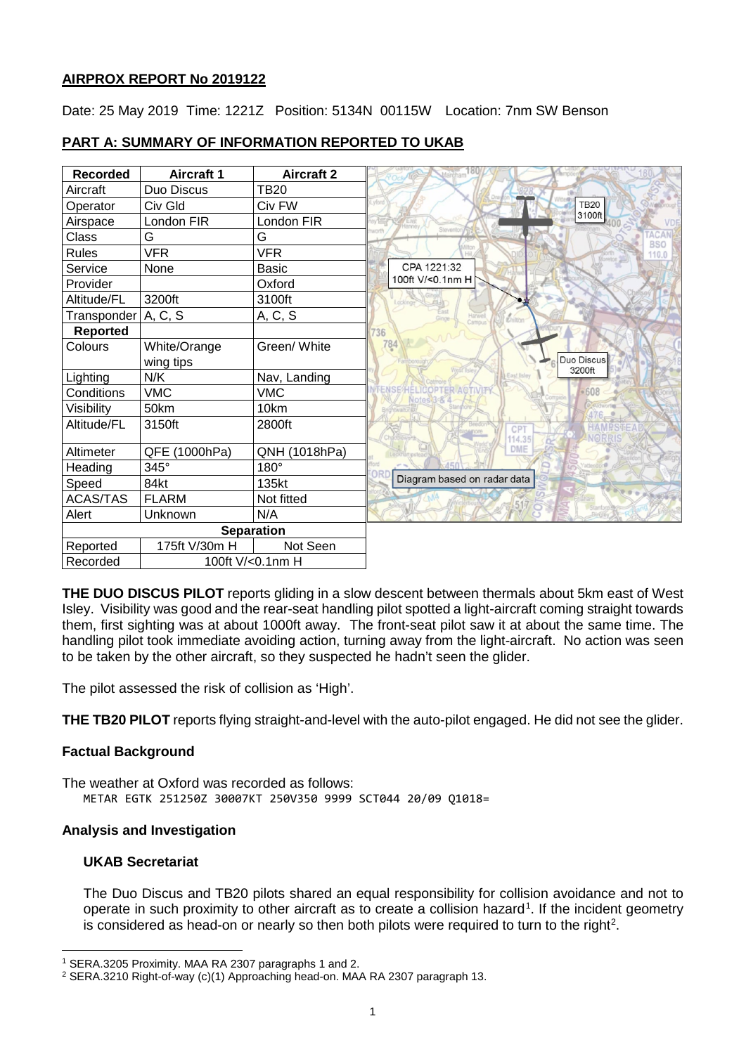## AIRPROX REPORT No 2019122

Date: 25 May 2019 Time: 1221Z Position: 5134N 00115W Location: 7nm SW Benson

## PART A: SUMMARY OF INFORMATION REPORTED TO UKAB

| Recorded | Aircraft 1 | Aircraft 2 |
|---|---|---|
| Aircraft | Duo Discus | TB20 |
| Operator | Civ Gld | Civ FW |
| Airspace | London FIR | London FIR |
| Class | G | G |
| Rules | VFR | VFR |
| Service | None | Basic |
| Provider | | Oxford |
| Altitude/FL | 3200ft | 3100ft |
| Transponder | A, C, S | A, C, S |
| **Reported** | | |
| Colours | White/Orange wing tips | Green/ White |
| Lighting | N/K | Nav, Landing |
| Conditions | VMC | VMC |
| Visibility | 50km | 10km |
| Altitude/FL | 3150ft | 2800ft |
| Altimeter | QFE (1000hPa) | QNH (1018hPa) |
| Heading | 345° | 180° |
| Speed | 84kt | 135kt |
| ACAS/TAS | FLARM | Not fitted |
| Alert | Unknown | N/A |
| **Separation** | | |
| Reported | 175ft V/30m H | Not Seen |
| Recorded | 100ft V/<0.1nm H | |

CPA 1221:32 100ft V/<0.1nm H

TB20 3100ft

Duo Discus 3200ft

Diagram based on radar data

**THE DUO DISCUS PILOT** reports gliding in a slow descent between thermals about 5km east of West Isley. Visibility was good and the rear-seat handling pilot spotted a light-aircraft coming straight towards them, first sighting was at about 1000ft away. The front-seat pilot saw it at about the same time. The handling pilot took immediate avoiding action, turning away from the light-aircraft. No action was seen to be taken by the other aircraft, so they suspected he hadn't seen the glider.

The pilot assessed the risk of collision as 'High'.

**THE TB20 PILOT** reports flying straight-and-level with the auto-pilot engaged. He did not see the glider.

### Factual Background

The weather at Oxford was recorded as follows:

```
METAR EGTK 251250Z 30007KT 250V350 9999 SCT044 20/09 Q1018=
```

### Analysis and Investigation

#### UKAB Secretariat

The Duo Discus and TB20 pilots shared an equal responsibility for collision avoidance and not to operate in such proximity to other aircraft as to create a collision hazard[1]. If the incident geometry is considered as head-on or nearly so then both pilots were required to turn to the right[2].

[1] SERA.3205 Proximity. MAA RA 2307 paragraphs 1 and 2.

[2] SERA.3210 Right-of-way (c)(1) Approaching head-on. MAA RA 2307 paragraph 13.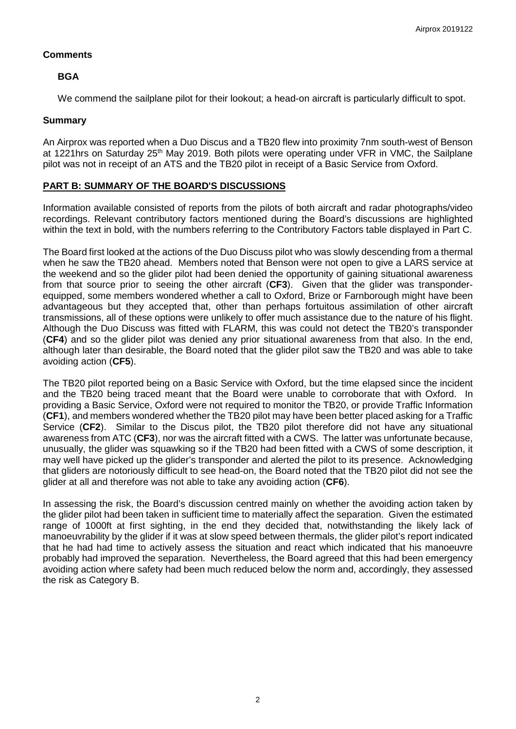## Comments

### BGA

We commend the sailplane pilot for their lookout; a head-on aircraft is particularly difficult to spot.

## Summary

An Airprox was reported when a Duo Discus and a TB20 flew into proximity 7nm south-west of Benson at 1221hrs on Saturday 25th May 2019. Both pilots were operating under VFR in VMC, the Sailplane pilot was not in receipt of an ATS and the TB20 pilot in receipt of a Basic Service from Oxford.

## PART B: SUMMARY OF THE BOARD'S DISCUSSIONS

Information available consisted of reports from the pilots of both aircraft and radar photographs/video recordings. Relevant contributory factors mentioned during the Board's discussions are highlighted within the text in bold, with the numbers referring to the Contributory Factors table displayed in Part C.

The Board first looked at the actions of the Duo Discuss pilot who was slowly descending from a thermal when he saw the TB20 ahead. Members noted that Benson were not open to give a LARS service at the weekend and so the glider pilot had been denied the opportunity of gaining situational awareness from that source prior to seeing the other aircraft (**CF3**). Given that the glider was transponder-equipped, some members wondered whether a call to Oxford, Brize or Farnborough might have been advantageous but they accepted that, other than perhaps fortuitous assimilation of other aircraft transmissions, all of these options were unlikely to offer much assistance due to the nature of his flight. Although the Duo Discuss was fitted with FLARM, this was could not detect the TB20's transponder (**CF4**) and so the glider pilot was denied any prior situational awareness from that also. In the end, although later than desirable, the Board noted that the glider pilot saw the TB20 and was able to take avoiding action (**CF5**).

The TB20 pilot reported being on a Basic Service with Oxford, but the time elapsed since the incident and the TB20 being traced meant that the Board were unable to corroborate that with Oxford. In providing a Basic Service, Oxford were not required to monitor the TB20, or provide Traffic Information (**CF1**), and members wondered whether the TB20 pilot may have been better placed asking for a Traffic Service (**CF2**). Similar to the Discus pilot, the TB20 pilot therefore did not have any situational awareness from ATC (**CF3**), nor was the aircraft fitted with a CWS. The latter was unfortunate because, unusually, the glider was squawking so if the TB20 had been fitted with a CWS of some description, it may well have picked up the glider's transponder and alerted the pilot to its presence. Acknowledging that gliders are notoriously difficult to see head-on, the Board noted that the TB20 pilot did not see the glider at all and therefore was not able to take any avoiding action (**CF6**).

In assessing the risk, the Board's discussion centred mainly on whether the avoiding action taken by the glider pilot had been taken in sufficient time to materially affect the separation. Given the estimated range of 1000ft at first sighting, in the end they decided that, notwithstanding the likely lack of manoeuvrability by the glider if it was at slow speed between thermals, the glider pilot's report indicated that he had had time to actively assess the situation and react which indicated that his manoeuvre probably had improved the separation. Nevertheless, the Board agreed that this had been emergency avoiding action where safety had been much reduced below the norm and, accordingly, they assessed the risk as Category B.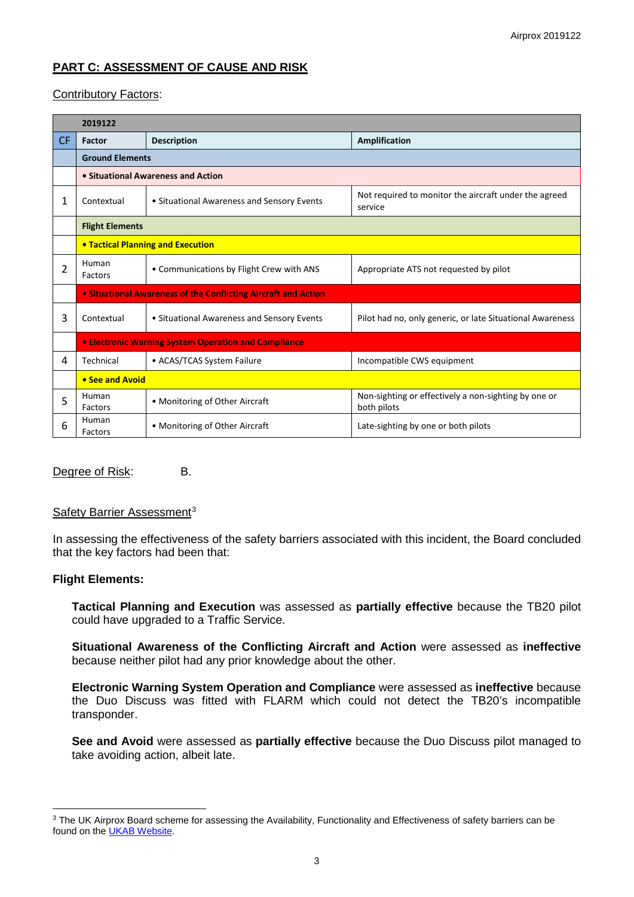## PART C: ASSESSMENT OF CAUSE AND RISK

Contributory Factors:

| CF | Factor | Description | Amplification |
|---|---|---|---|
| | **2019122** | | |
| | **Ground Elements** | | |
| | **• Situational Awareness and Action** | | |
| 1 | Contextual | • Situational Awareness and Sensory Events | Not required to monitor the aircraft under the agreed service |
| | **Flight Elements** | | |
| | **• Tactical Planning and Execution** | | |
| 2 | Human Factors | • Communications by Flight Crew with ANS | Appropriate ATS not requested by pilot |
| | **• Situational Awareness of the Conflicting Aircraft and Action** | | |
| 3 | Contextual | • Situational Awareness and Sensory Events | Pilot had no, only generic, or late Situational Awareness |
| | **• Electronic Warning System Operation and Compliance** | | |
| 4 | Technical | • ACAS/TCAS System Failure | Incompatible CWS equipment |
| | **• See and Avoid** | | |
| 5 | Human Factors | • Monitoring of Other Aircraft | Non-sighting or effectively a non-sighting by one or both pilots |
| 6 | Human Factors | • Monitoring of Other Aircraft | Late-sighting by one or both pilots |

Degree of Risk: B.

Safety Barrier Assessment[3]

In assessing the effectiveness of the safety barriers associated with this incident, the Board concluded that the key factors had been that:

**Flight Elements:**

**Tactical Planning and Execution** was assessed as **partially effective** because the TB20 pilot could have upgraded to a Traffic Service.

**Situational Awareness of the Conflicting Aircraft and Action** were assessed as **ineffective** because neither pilot had any prior knowledge about the other.

**Electronic Warning System Operation and Compliance** were assessed as **ineffective** because the Duo Discuss was fitted with FLARM which could not detect the TB20's incompatible transponder.

**See and Avoid** were assessed as **partially effective** because the Duo Discuss pilot managed to take avoiding action, albeit late.

[3] The UK Airprox Board scheme for assessing the Availability, Functionality and Effectiveness of safety barriers can be found on the UKAB Website.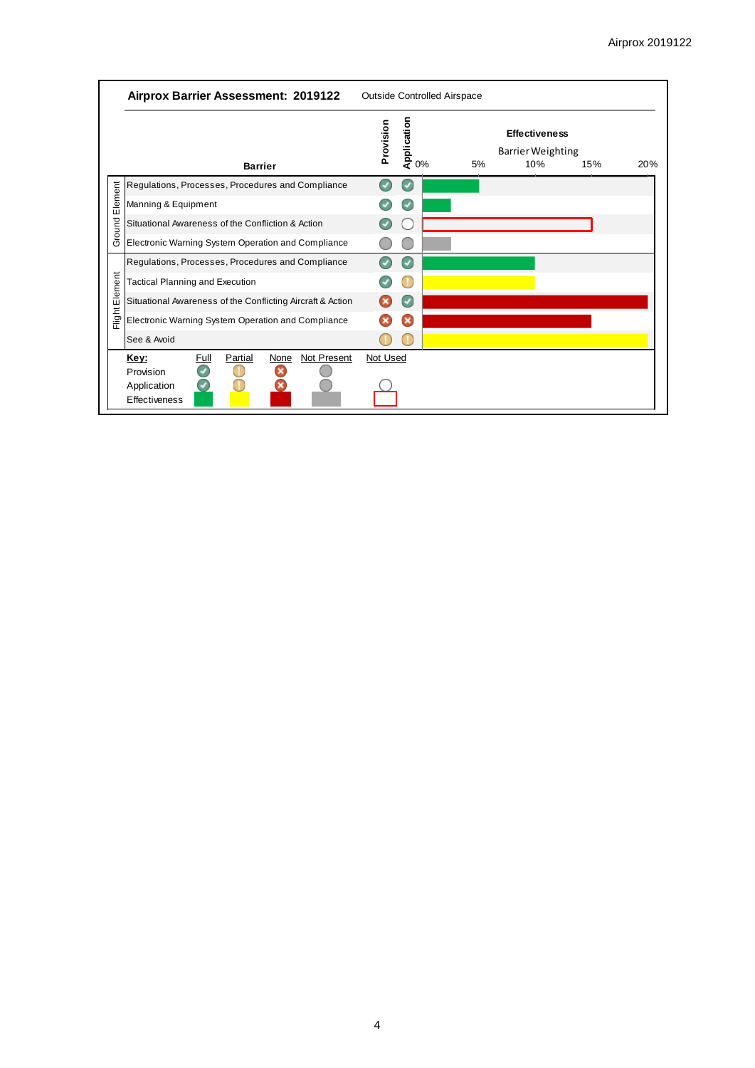**Airprox Barrier Assessment: 2019122** Outside Controlled Airspace

Barrier

Provision

Application

Effectiveness

Barrier Weighting

0% 5% 10% 15% 20%

Ground Element

Regulations, Processes, Procedures and Compliance

Manning & Equipment

Situational Awareness of the Confliction & Action

Electronic Warning System Operation and Compliance

Flight Element

Regulations, Processes, Procedures and Compliance

Tactical Planning and Execution

Situational Awareness of the Conflicting Aircraft & Action

Electronic Warning System Operation and Compliance

See & Avoid

**Key:** Full Partial None Not Present Not Used

Provision

Application

Effectiveness